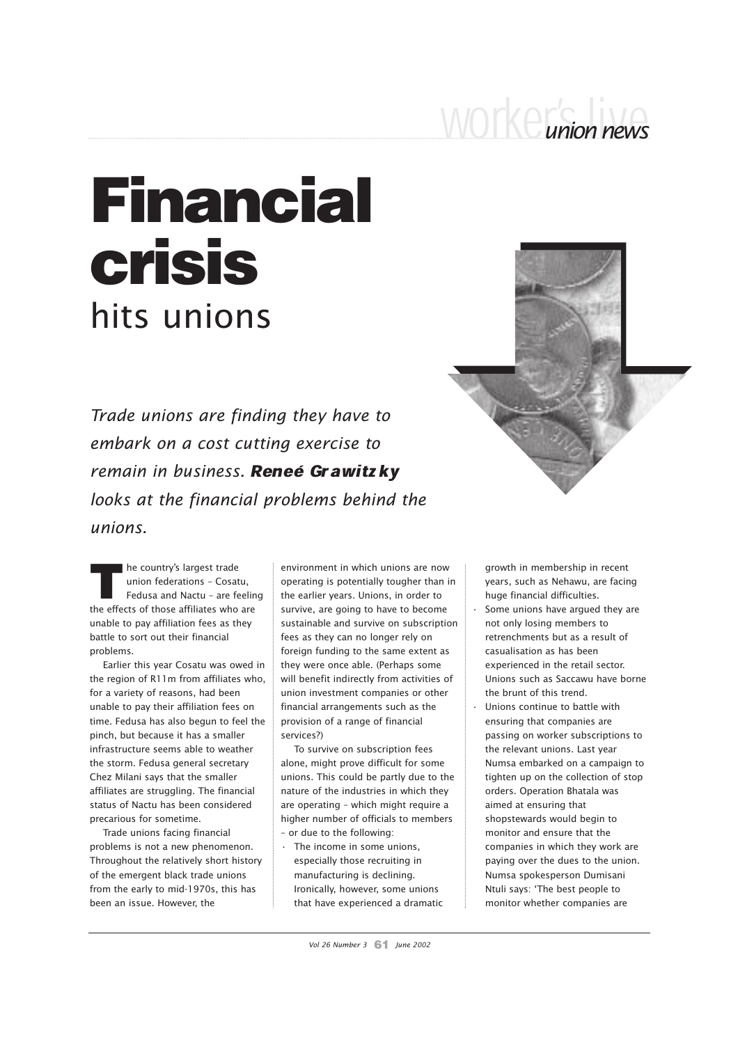# Financial crisis hits unions

*Trade unions are finding they have to embark on a cost cutting exercise to remain in business.* ***Reneé Grawitzky*** *looks at the financial problems behind the unions.*

The country's largest trade union federations – Cosatu, Fedusa and Nactu – are feeling the effects of those affiliates who are unable to pay affiliation fees as they battle to sort out their financial problems.

Earlier this year Cosatu was owed in the region of R11m from affiliates who, for a variety of reasons, had been unable to pay their affiliation fees on time. Fedusa has also begun to feel the pinch, but because it has a smaller infrastructure seems able to weather the storm. Fedusa general secretary Chez Milani says that the smaller affiliates are struggling. The financial status of Nactu has been considered precarious for sometime.

Trade unions facing financial problems is not a new phenomenon. Throughout the relatively short history of the emergent black trade unions from the early to mid-1970s, this has been an issue. However, the environment in which unions are now operating is potentially tougher than in the earlier years. Unions, in order to survive, are going to have to become sustainable and survive on subscription fees as they can no longer rely on foreign funding to the same extent as they were once able. (Perhaps some will benefit indirectly from activities of union investment companies or other financial arrangements such as the provision of a range of financial services?)

To survive on subscription fees alone, might prove difficult for some unions. This could be partly due to the nature of the industries in which they are operating – which might require a higher number of officials to members – or due to the following:

- The income in some unions, especially those recruiting in manufacturing is declining. Ironically, however, some unions that have experienced a dramatic growth in membership in recent years, such as Nehawu, are facing huge financial difficulties.
- Some unions have argued they are not only losing members to retrenchments but as a result of casualisation as has been experienced in the retail sector. Unions such as Saccawu have borne the brunt of this trend.
- Unions continue to battle with ensuring that companies are passing on worker subscriptions to the relevant unions. Last year Numsa embarked on a campaign to tighten up on the collection of stop orders. Operation Bhatala was aimed at ensuring that shopstewards would begin to monitor and ensure that the companies in which they work are paying over the dues to the union. Numsa spokesperson Dumisani Ntuli says: 'The best people to monitor whether companies are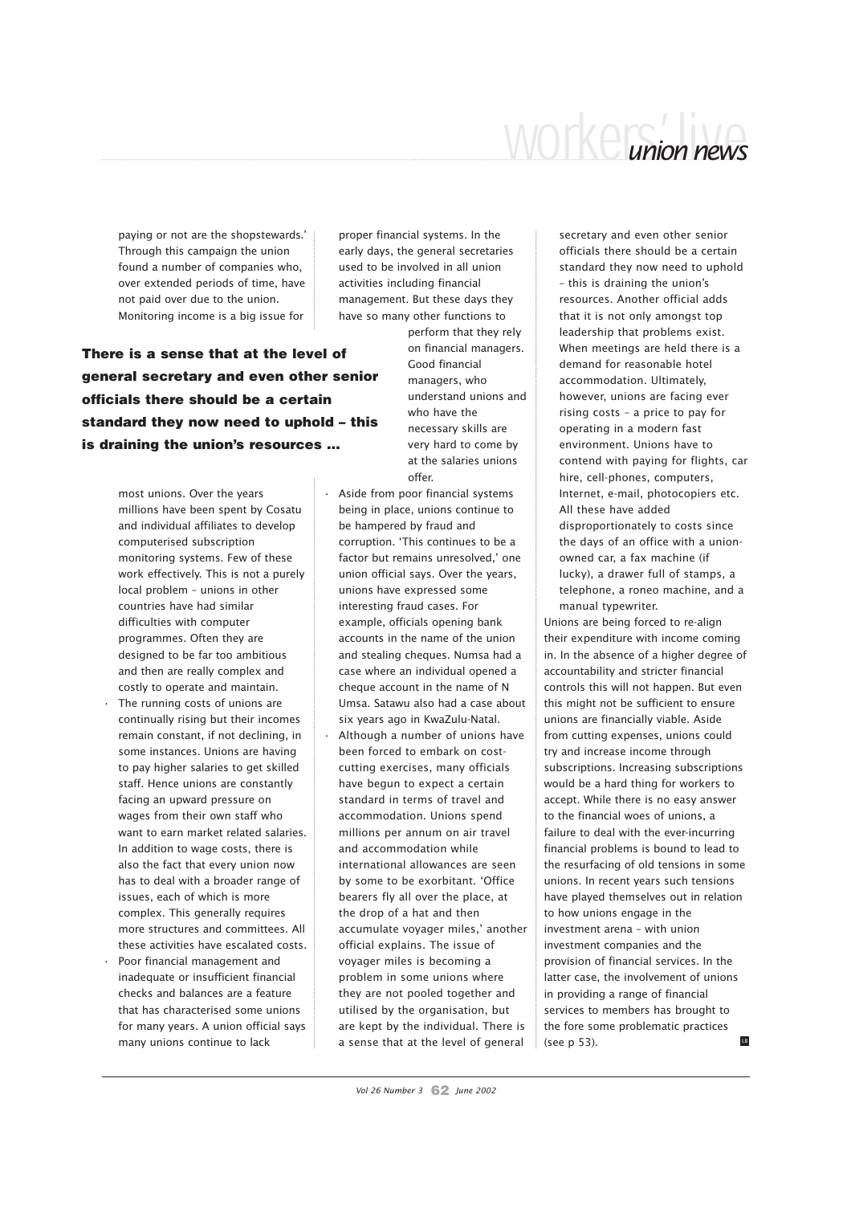paying or not are the shopstewards.' Through this campaign the union found a number of companies who, over extended periods of time, have not paid over due to the union. Monitoring income is a big issue for most unions. Over the years millions have been spent by Cosatu and individual affiliates to develop computerised subscription monitoring systems. Few of these work effectively. This is not a purely local problem – unions in other countries have had similar difficulties with computer programmes. Often they are designed to be far too ambitious and then are really complex and costly to operate and maintain.

**There is a sense that at the level of general secretary and even other senior officials there should be a certain standard they now need to uphold – this is draining the union's resources ...**

- The running costs of unions are continually rising but their incomes remain constant, if not declining, in some instances. Unions are having to pay higher salaries to get skilled staff. Hence unions are constantly facing an upward pressure on wages from their own staff who want to earn market related salaries. In addition to wage costs, there is also the fact that every union now has to deal with a broader range of issues, each of which is more complex. This generally requires more structures and committees. All these activities have escalated costs.
- Poor financial management and inadequate or insufficient financial checks and balances are a feature that has characterised some unions for many years. A union official says many unions continue to lack proper financial systems. In the early days, the general secretaries used to be involved in all union activities including financial management. But these days they have so many other functions to perform that they rely on financial managers. Good financial managers, who understand unions and who have the necessary skills are very hard to come by at the salaries unions offer.
- Aside from poor financial systems being in place, unions continue to be hampered by fraud and corruption. 'This continues to be a factor but remains unresolved,' one union official says. Over the years, unions have expressed some interesting fraud cases. For example, officials opening bank accounts in the name of the union and stealing cheques. Numsa had a case where an individual opened a cheque account in the name of N Umsa. Satawu also had a case about six years ago in KwaZulu-Natal.
- Although a number of unions have been forced to embark on cost-cutting exercises, many officials have begun to expect a certain standard in terms of travel and accommodation. Unions spend millions per annum on air travel and accommodation while international allowances are seen by some to be exorbitant. 'Office bearers fly all over the place, at the drop of a hat and then accumulate voyager miles,' another official explains. The issue of voyager miles is becoming a problem in some unions where they are not pooled together and utilised by the organisation, but are kept by the individual. There is a sense that at the level of general secretary and even other senior officials there should be a certain standard they now need to uphold – this is draining the union's resources. Another official adds that it is not only amongst top leadership that problems exist. When meetings are held there is a demand for reasonable hotel accommodation. Ultimately, however, unions are facing ever rising costs – a price to pay for operating in a modern fast environment. Unions have to contend with paying for flights, car hire, cell-phones, computers, Internet, e-mail, photocopiers etc. All these have added disproportionately to costs since the days of an office with a union-owned car, a fax machine (if lucky), a drawer full of stamps, a telephone, a roneo machine, and a manual typewriter.

Unions are being forced to re-align their expenditure with income coming in. In the absence of a higher degree of accountability and stricter financial controls this will not happen. But even this might not be sufficient to ensure unions are financially viable. Aside from cutting expenses, unions could try and increase income through subscriptions. Increasing subscriptions would be a hard thing for workers to accept. While there is no easy answer to the financial woes of unions, a failure to deal with the ever-incurring financial problems is bound to lead to the resurfacing of old tensions in some unions. In recent years such tensions have played themselves out in relation to how unions engage in the investment arena – with union investment companies and the provision of financial services. In the latter case, the involvement of unions in providing a range of financial services to members has brought to the fore some problematic practices (see p 53).